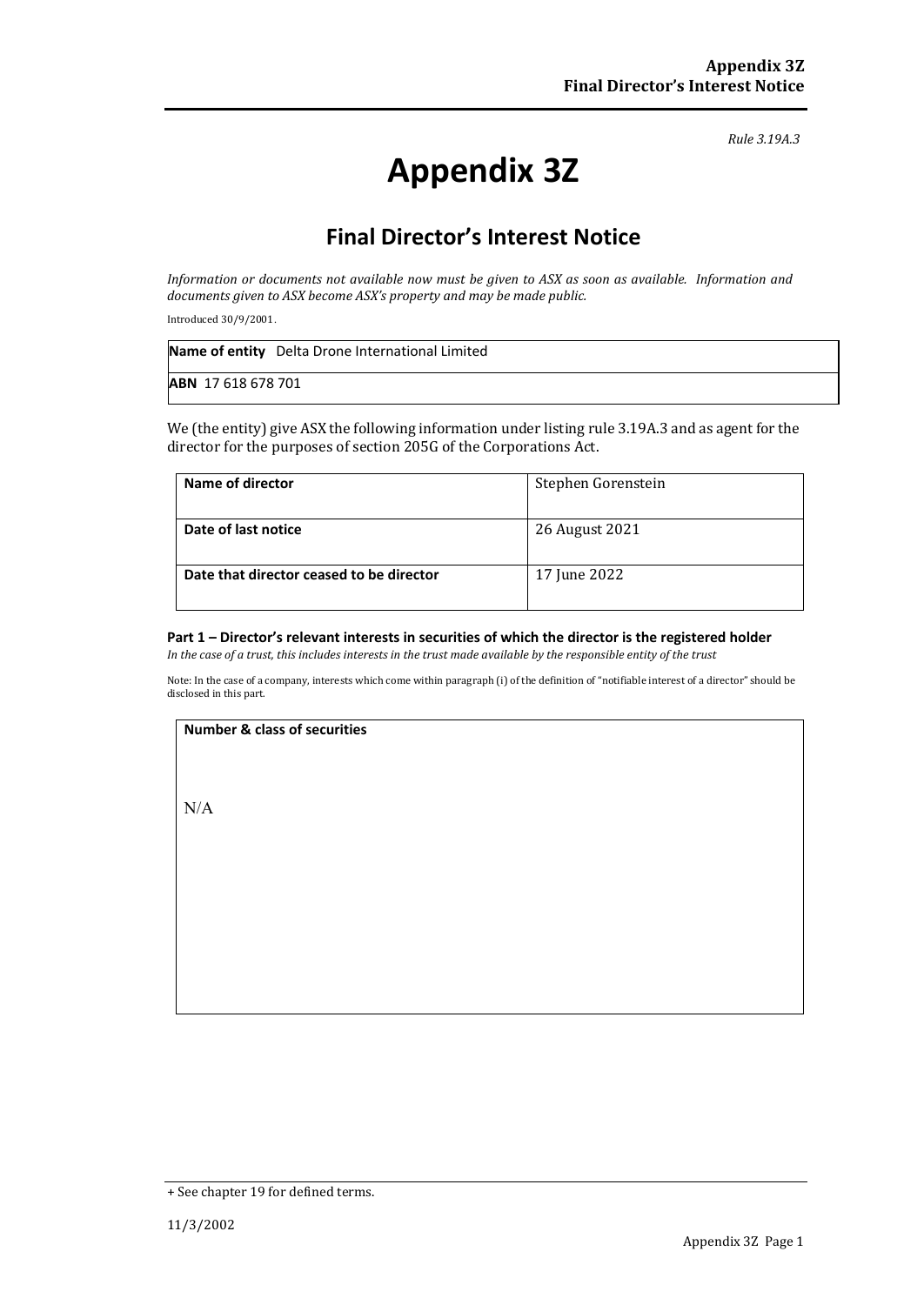*Rule 3.19A.3*

# Appendix 3Z

## Final Director's Interest Notice

*Information or documents not available now must be given to ASX as soon as available. Information and documents given to ASX become ASX's property and may be made public.*

Introduced 30/9/2001.

| **Name of entity** Delta Drone International Limited |
|---|
| **ABN** 17 618 678 701 |

We (the entity) give ASX the following information under listing rule 3.19A.3 and as agent for the director for the purposes of section 205G of the Corporations Act.

| | |
|---|---|
| **Name of director** | Stephen Gorenstein |
| **Date of last notice** | 26 August 2021 |
| **Date that director ceased to be director** | 17 June 2022 |

### Part 1 – Director's relevant interests in securities of which the director is the registered holder

*In the case of a trust, this includes interests in the trust made available by the responsible entity of the trust*

Note: In the case of a company, interests which come within paragraph (i) of the definition of "notifiable interest of a director" should be disclosed in this part.

| **Number & class of securities** |
|---|
| N/A |

+ See chapter 19 for defined terms.

11/3/2002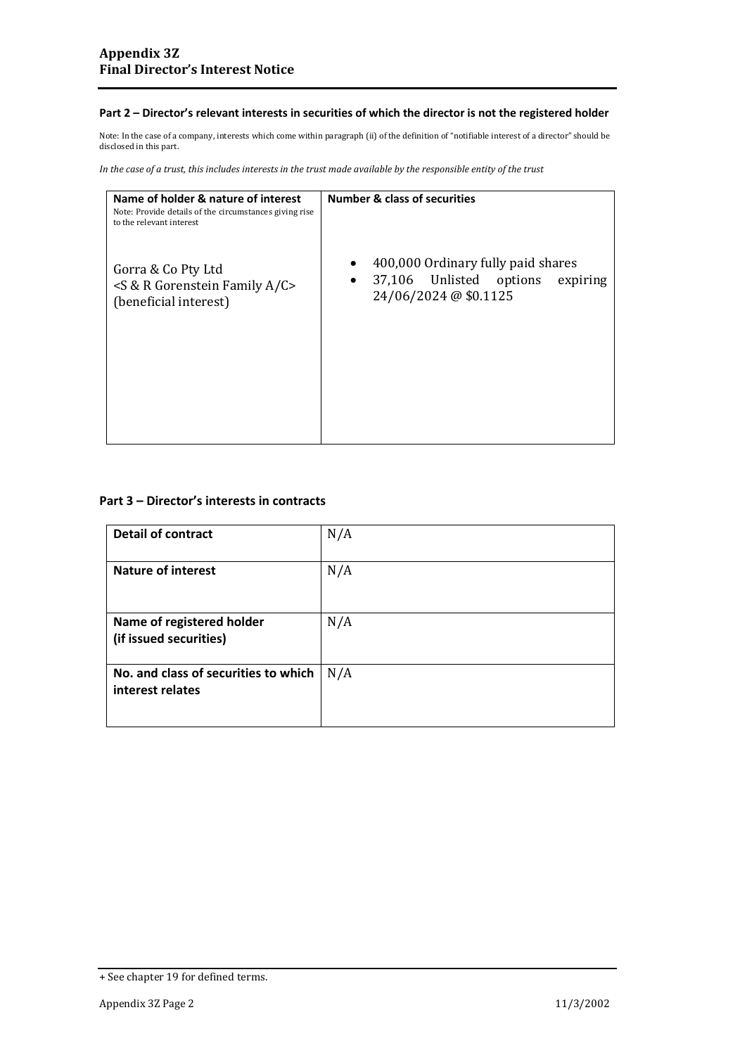## Part 2 – Director's relevant interests in securities of which the director is not the registered holder

Note: In the case of a company, interests which come within paragraph (ii) of the definition of "notifiable interest of a director" should be disclosed in this part.

*In the case of a trust, this includes interests in the trust made available by the responsible entity of the trust*

| **Name of holder & nature of interest**<br>Note: Provide details of the circumstances giving rise to the relevant interest | **Number & class of securities** |
|---|---|
| Gorra & Co Pty Ltd<br><S & R Gorenstein Family A/C><br>(beneficial interest) | • 400,000 Ordinary fully paid shares<br>• 37,106 Unlisted options expiring 24/06/2024 @ $0.1125 |

## Part 3 – Director's interests in contracts

| | |
|---|---|
| **Detail of contract** | N/A |
| **Nature of interest** | N/A |
| **Name of registered holder (if issued securities)** | N/A |
| **No. and class of securities to which interest relates** | N/A |

+ See chapter 19 for defined terms.